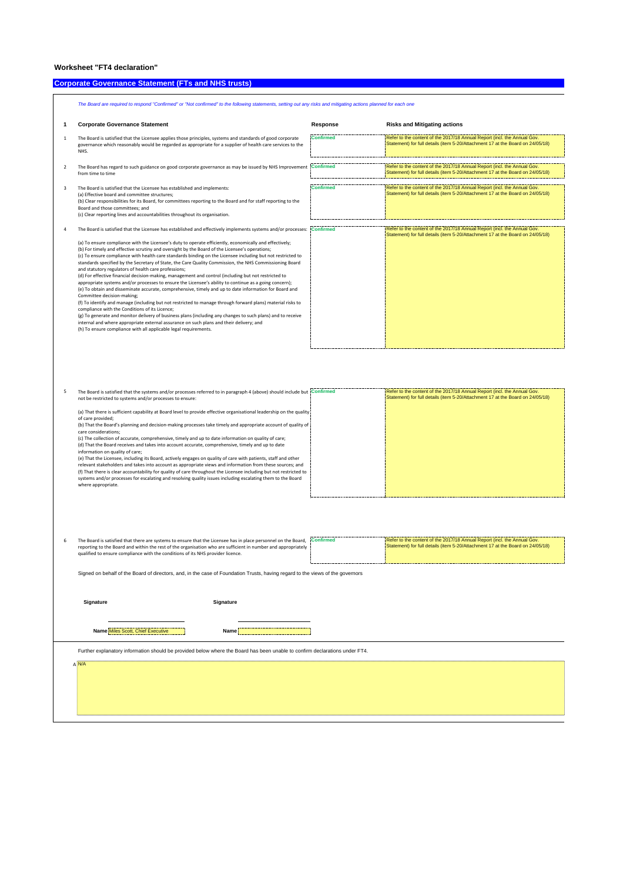## Worksheet "FT4 declaration"

## Corporate Governance Statement (FTs and NHS trusts)

*The Board are required to respond "Confirmed" or "Not confirmed" to the following statements, setting out any risks and mitigating actions planned for each one*

| 1 | Corporate Governance Statement | Response | Risks and Mitigating actions |
|---|---|---|---|
| 1 | The Board is satisfied that the Licensee applies those principles, systems and standards of good corporate governance which reasonably would be regarded as appropriate for a supplier of health care services to the NHS. | Confirmed | Refer to the content of the 2017/18 Annual Report (incl. the Annual Gov. Statement) for full details (item 5-20/Attachment 17 at the Board on 24/05/18) |
| 2 | The Board has regard to such guidance on good corporate governance as may be issued by NHS Improvement from time to time | Confirmed | Refer to the content of the 2017/18 Annual Report (incl. the Annual Gov. Statement) for full details (item 5-20/Attachment 17 at the Board on 24/05/18) |
| 3 | The Board is satisfied that the Licensee has established and implements:<br>(a) Effective board and committee structures;<br>(b) Clear responsibilities for its Board, for committees reporting to the Board and for staff reporting to the Board and those committees; and<br>(c) Clear reporting lines and accountabilities throughout its organisation. | Confirmed | Refer to the content of the 2017/18 Annual Report (incl. the Annual Gov. Statement) for full details (item 5-20/Attachment 17 at the Board on 24/05/18) |
| 4 | The Board is satisfied that the Licensee has established and effectively implements systems and/or processes:<br>(a) To ensure compliance with the Licensee's duty to operate efficiently, economically and effectively;<br>(b) For timely and effective scrutiny and oversight by the Board of the Licensee's operations;<br>(c) To ensure compliance with health care standards binding on the Licensee including but not restricted to standards specified by the Secretary of State, the Care Quality Commission, the NHS Commissioning Board and statutory regulators of health care professions;<br>(d) For effective financial decision-making, management and control (including but not restricted to appropriate systems and/or processes to ensure the Licensee's ability to continue as a going concern);<br>(e) To obtain and disseminate accurate, comprehensive, timely and up to date information for Board and Committee decision-making;<br>(f) To identify and manage (including but not restricted to manage through forward plans) material risks to compliance with the Conditions of its Licence;<br>(g) To generate and monitor delivery of business plans (including any changes to such plans) and to receive internal and where appropriate external assurance on such plans and their delivery; and<br>(h) To ensure compliance with all applicable legal requirements. | Confirmed | Refer to the content of the 2017/18 Annual Report (incl. the Annual Gov. Statement) for full details (item 5-20/Attachment 17 at the Board on 24/05/18) |
| 5 | The Board is satisfied that the systems and/or processes referred to in paragraph 4 (above) should include but not be restricted to systems and/or processes to ensure:<br>(a) That there is sufficient capability at Board level to provide effective organisational leadership on the quality of care provided;<br>(b) That the Board's planning and decision-making processes take timely and appropriate account of quality of care considerations;<br>(c) The collection of accurate, comprehensive, timely and up to date information on quality of care;<br>(d) That the Board receives and takes into account accurate, comprehensive, timely and up to date information on quality of care;<br>(e) That the Licensee, including its Board, actively engages on quality of care with patients, staff and other relevant stakeholders and takes into account as appropriate views and information from these sources; and<br>(f) That there is clear accountability for quality of care throughout the Licensee including but not restricted to systems and/or processes for escalating and resolving quality issues including escalating them to the Board where appropriate. | Confirmed | Refer to the content of the 2017/18 Annual Report (incl. the Annual Gov. Statement) for full details (item 5-20/Attachment 17 at the Board on 24/05/18) |
| 6 | The Board is satisfied that there are systems to ensure that the Licensee has in place personnel on the Board, reporting to the Board and within the rest of the organisation who are sufficient in number and appropriately qualified to ensure compliance with the conditions of its NHS provider licence. | Confirmed | Refer to the content of the 2017/18 Annual Report (incl. the Annual Gov. Statement) for full details (item 5-20/Attachment 17 at the Board on 24/05/18) |

Signed on behalf of the Board of directors, and, in the case of Foundation Trusts, having regard to the views of the governors

| Signature | Signature |
|---|---|
| Name: Miles Scott, Chief Executive | Name: |

Further explanatory information should be provided below where the Board has been unable to confirm declarations under FT4.

A N/A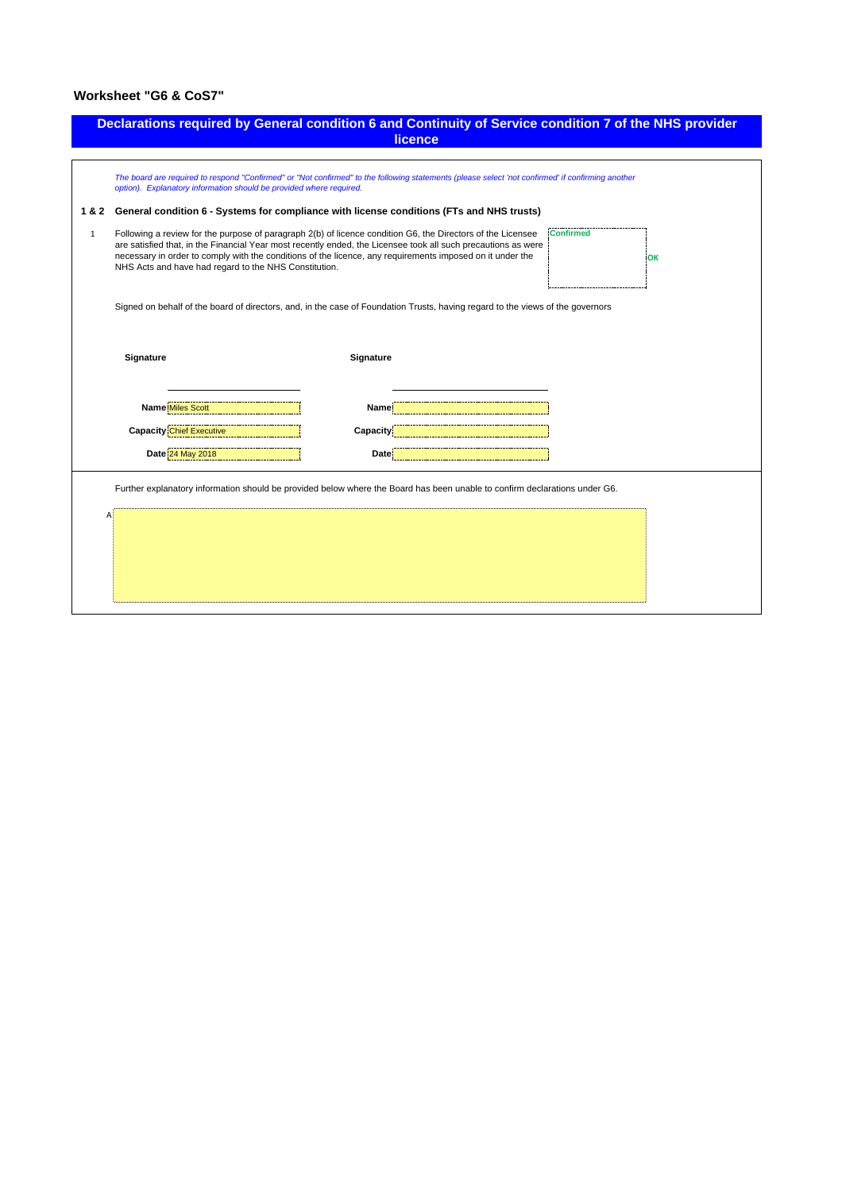**Worksheet "G6 & CoS7"**

## Declarations required by General condition 6 and Continuity of Service condition 7 of the NHS provider licence

*The board are required to respond "Confirmed" or "Not confirmed" to the following statements (please select 'not confirmed' if confirming another option). Explanatory information should be provided where required.*

**1 & 2 General condition 6 - Systems for compliance with license conditions (FTs and NHS trusts)**

1 Following a review for the purpose of paragraph 2(b) of licence condition G6, the Directors of the Licensee are satisfied that, in the Financial Year most recently ended, the Licensee took all such precautions as were necessary in order to comply with the conditions of the licence, any requirements imposed on it under the NHS Acts and have had regard to the NHS Constitution.

Confirmed

OK

Signed on behalf of the board of directors, and, in the case of Foundation Trusts, having regard to the views of the governors

| | | | |
|---|---|---|---|
| **Signature** | | **Signature** | |
| **Name** | Miles Scott | **Name** | |
| **Capacity** | Chief Executive | **Capacity** | |
| **Date** | 24 May 2018 | **Date** | |

Further explanatory information should be provided below where the Board has been unable to confirm declarations under G6.

A